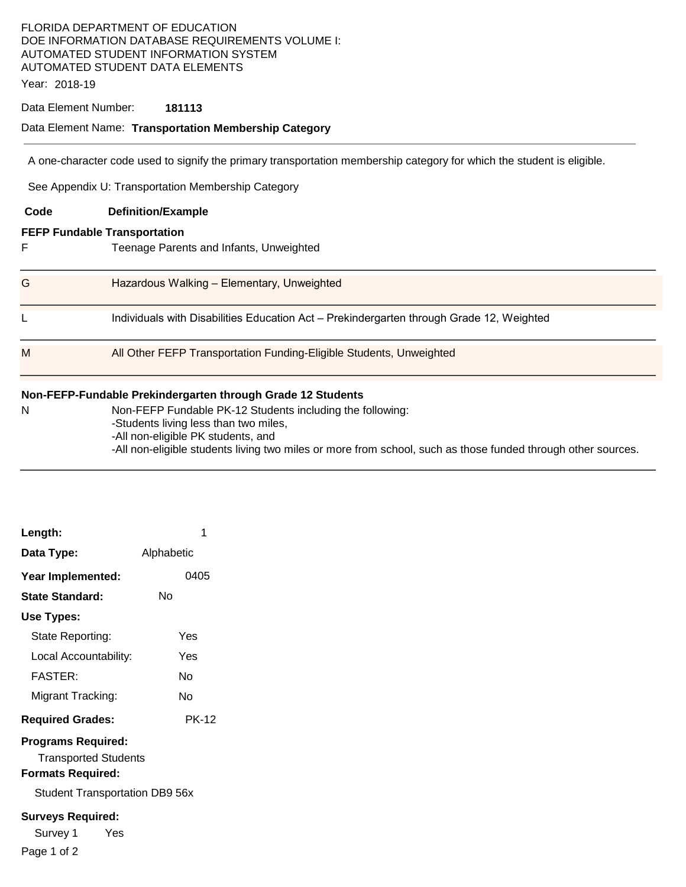FLORIDA DEPARTMENT OF EDUCATION
DOE INFORMATION DATABASE REQUIREMENTS VOLUME I:
AUTOMATED STUDENT INFORMATION SYSTEM
AUTOMATED STUDENT DATA ELEMENTS

Year: 2018-19

Data Element Number: **181113**

Data Element Name: **Transportation Membership Category**

---

A one-character code used to signify the primary transportation membership category for which the student is eligible.

See Appendix U: Transportation Membership Category

| Code | Definition/Example |
|---|---|
| **FEFP Fundable Transportation** | |
| F | Teenage Parents and Infants, Unweighted |
| G | Hazardous Walking – Elementary, Unweighted |
| L | Individuals with Disabilities Education Act – Prekindergarten through Grade 12, Weighted |
| M | All Other FEFP Transportation Funding-Eligible Students, Unweighted |
| **Non-FEFP-Fundable Prekindergarten through Grade 12 Students** | |
| N | Non-FEFP Fundable PK-12 Students including the following:<br>-Students living less than two miles,<br>-All non-eligible PK students, and<br>-All non-eligible students living two miles or more from school, such as those funded through other sources. |

**Length:** 1

**Data Type:** Alphabetic

**Year Implemented:** 0405

**State Standard:** No

**Use Types:**

- State Reporting: Yes
- Local Accountability: Yes
- FASTER: No
- Migrant Tracking: No

**Required Grades:** PK-12

**Programs Required:**

Transported Students

**Formats Required:**

Student Transportation DB9 56x

**Surveys Required:**

Survey 1 Yes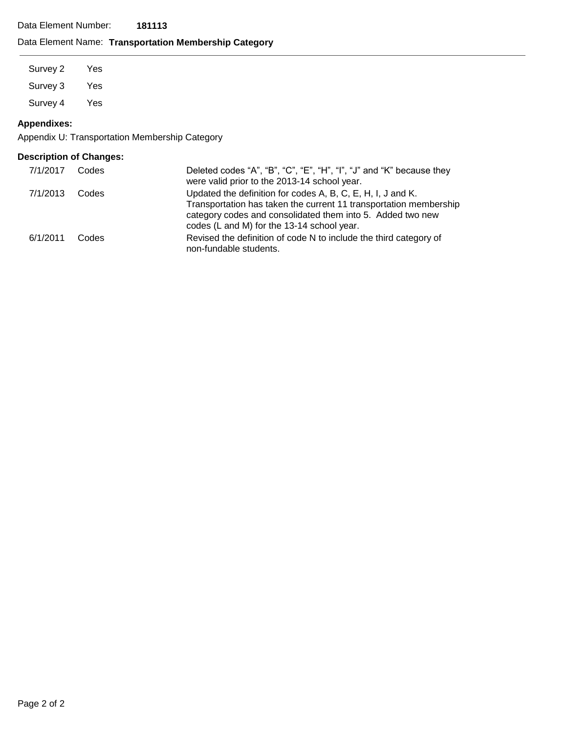Data Element Number: **181113**

Data Element Name: **Transportation Membership Category**

---

| | |
|---|---|
| Survey 2 | Yes |
| Survey 3 | Yes |
| Survey 4 | Yes |

**Appendixes:**

Appendix U: Transportation Membership Category

**Description of Changes:**

| | | |
|---|---|---|
| 7/1/2017 | Codes | Deleted codes "A", "B", "C", "E", "H", "I", "J" and "K" because they were valid prior to the 2013-14 school year. |
| 7/1/2013 | Codes | Updated the definition for codes A, B, C, E, H, I, J and K. Transportation has taken the current 11 transportation membership category codes and consolidated them into 5. Added two new codes (L and M) for the 13-14 school year. |
| 6/1/2011 | Codes | Revised the definition of code N to include the third category of non-fundable students. |